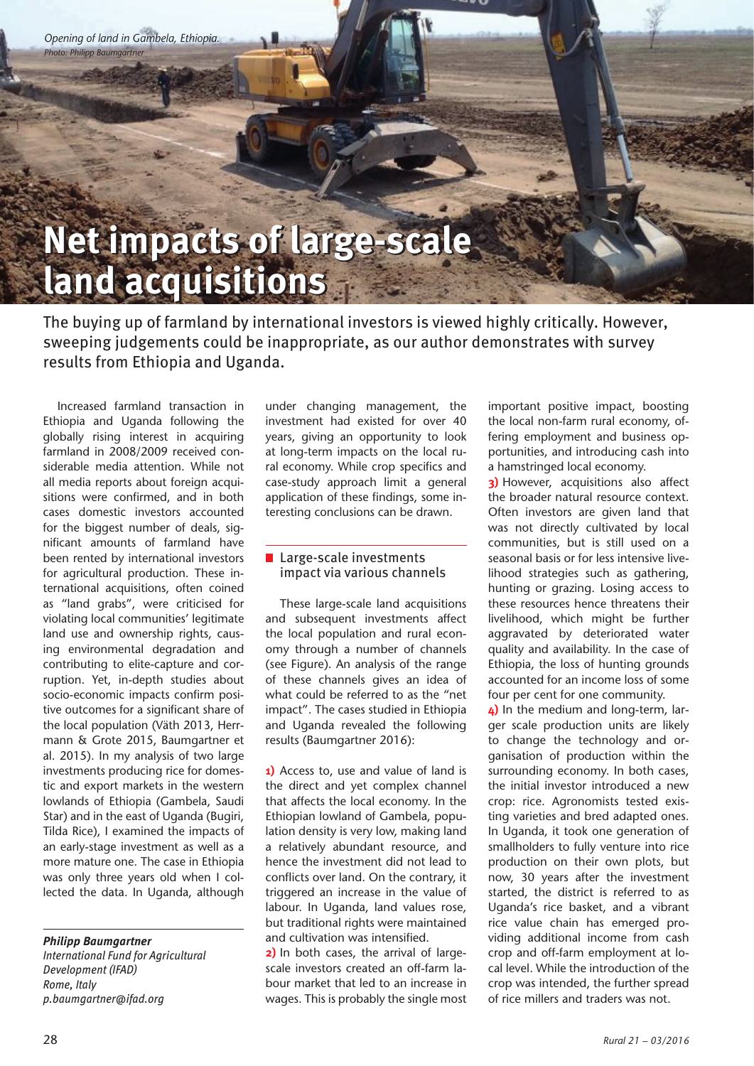Opening of land in Gambela, Ethiopia.
*Photo: Philipp Baumgartner*

# Net impacts of large-scale land acquisitions

The buying up of farmland by international investors is viewed highly critically. However, sweeping judgements could be inappropriate, as our author demonstrates with survey results from Ethiopia and Uganda.

Increased farmland transaction in Ethiopia and Uganda following the globally rising interest in acquiring farmland in 2008/2009 received considerable media attention. While not all media reports about foreign acquisitions were confirmed, and in both cases domestic investors accounted for the biggest number of deals, significant amounts of farmland have been rented by international investors for agricultural production. These international acquisitions, often coined as "land grabs", were criticised for violating local communities' legitimate land use and ownership rights, causing environmental degradation and contributing to elite-capture and corruption. Yet, in-depth studies about socio-economic impacts confirm positive outcomes for a significant share of the local population (Väth 2013, Herrmann & Grote 2015, Baumgartner et al. 2015). In my analysis of two large investments producing rice for domestic and export markets in the western lowlands of Ethiopia (Gambela, Saudi Star) and in the east of Uganda (Bugiri, Tilda Rice), I examined the impacts of an early-stage investment as well as a more mature one. The case in Ethiopia was only three years old when I collected the data. In Uganda, although under changing management, the investment had existed for over 40 years, giving an opportunity to look at long-term impacts on the local rural economy. While crop specifics and case-study approach limit a general application of these findings, some interesting conclusions can be drawn.

*Philipp Baumgartner*
*International Fund for Agricultural Development (IFAD)*
*Rome, Italy*
*p.baumgartner@ifad.org*

## Large-scale investments impact via various channels

These large-scale land acquisitions and subsequent investments affect the local population and rural economy through a number of channels (see Figure). An analysis of the range of these channels gives an idea of what could be referred to as the "net impact". The cases studied in Ethiopia and Uganda revealed the following results (Baumgartner 2016):

**1)** Access to, use and value of land is the direct and yet complex channel that affects the local economy. In the Ethiopian lowland of Gambela, population density is very low, making land a relatively abundant resource, and hence the investment did not lead to conflicts over land. On the contrary, it triggered an increase in the value of labour. In Uganda, land values rose, but traditional rights were maintained and cultivation was intensified.

**2)** In both cases, the arrival of large-scale investors created an off-farm labour market that led to an increase in wages. This is probably the single most important positive impact, boosting the local non-farm rural economy, offering employment and business opportunities, and introducing cash into a hamstringed local economy.

**3)** However, acquisitions also affect the broader natural resource context. Often investors are given land that was not directly cultivated by local communities, but is still used on a seasonal basis or for less intensive livelihood strategies such as gathering, hunting or grazing. Losing access to these resources hence threatens their livelihood, which might be further aggravated by deteriorated water quality and availability. In the case of Ethiopia, the loss of hunting grounds accounted for an income loss of some four per cent for one community.

**4)** In the medium and long-term, larger scale production units are likely to change the technology and organisation of production within the surrounding economy. In both cases, the initial investor introduced a new crop: rice. Agronomists tested existing varieties and bred adapted ones. In Uganda, it took one generation of smallholders to fully venture into rice production on their own plots, but now, 30 years after the investment started, the district is referred to as Uganda's rice basket, and a vibrant rice value chain has emerged providing additional income from cash crop and off-farm employment at local level. While the introduction of the crop was intended, the further spread of rice millers and traders was not.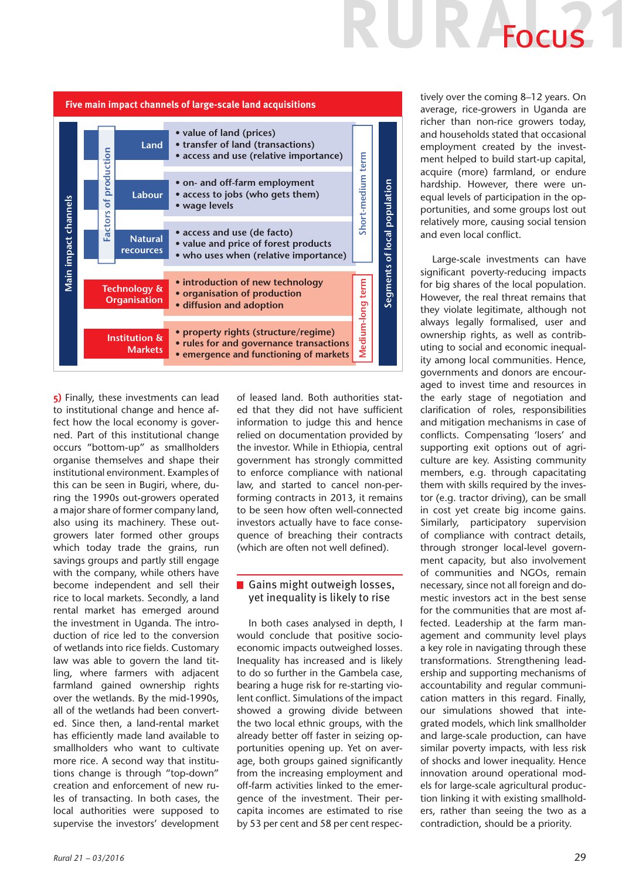**Five main impact channels of large-scale land acquisitions**

| Main impact channels | | Impacts | Term | Segments of local population |
|---|---|---|---|---|
| Factors of production | Land | • value of land (prices)<br>• transfer of land (transactions)<br>• access and use (relative importance) | Short-medium term | Segments of local population |
| | Labour | • on- and off-farm employment<br>• access to jobs (who gets them)<br>• wage levels | | |
| | Natural recources | • access and use (de facto)<br>• value and price of forest products<br>• who uses when (relative importance) | | |
| | Technology & Organisation | • introduction of new technology<br>• organisation of production<br>• diffusion and adoption | Medium-long term | |
| | Institution & Markets | • property rights (structure/regime)<br>• rules for and governance transactions<br>• emergence and functioning of markets | | |

**5)** Finally, these investments can lead to institutional change and hence affect how the local economy is governed. Part of this institutional change occurs "bottom-up" as smallholders organise themselves and shape their institutional environment. Examples of this can be seen in Bugiri, where, during the 1990s out-growers operated a major share of former company land, also using its machinery. These out-growers later formed other groups which today trade the grains, run savings groups and partly still engage with the company, while others have become independent and sell their rice to local markets. Secondly, a land rental market has emerged around the investment in Uganda. The introduction of rice led to the conversion of wetlands into rice fields. Customary law was able to govern the land titling, where farmers with adjacent farmland gained ownership rights over the wetlands. By the mid-1990s, all of the wetlands had been converted. Since then, a land-rental market has efficiently made land available to smallholders who want to cultivate more rice. A second way that institutions change is through "top-down" creation and enforcement of new rules of transacting. In both cases, the local authorities were supposed to supervise the investors' development of leased land. Both authorities stated that they did not have sufficient information to judge this and hence relied on documentation provided by the investor. While in Ethiopia, central government has strongly committed to enforce compliance with national law, and started to cancel non-performing contracts in 2013, it remains to be seen how often well-connected investors actually have to face consequence of breaching their contracts (which are often not well defined).

## Gains might outweigh losses, yet inequality is likely to rise

In both cases analysed in depth, I would conclude that positive socio-economic impacts outweighed losses. Inequality has increased and is likely to do so further in the Gambela case, bearing a huge risk for re-starting violent conflict. Simulations of the impact showed a growing divide between the two local ethnic groups, with the already better off faster in seizing opportunities opening up. Yet on average, both groups gained significantly from the increasing employment and off-farm activities linked to the emergence of the investment. Their per-capita incomes are estimated to rise by 53 per cent and 58 per cent respectively over the coming 8–12 years. On average, rice-growers in Uganda are richer than non-rice growers today, and households stated that occasional employment created by the investment helped to build start-up capital, acquire (more) farmland, or endure hardship. However, there were unequal levels of participation in the opportunities, and some groups lost out relatively more, causing social tension and even local conflict.

Large-scale investments can have significant poverty-reducing impacts for big shares of the local population. However, the real threat remains that they violate legitimate, although not always legally formalised, user and ownership rights, as well as contributing to social and economic inequality among local communities. Hence, governments and donors are encouraged to invest time and resources in the early stage of negotiation and clarification of roles, responsibilities and mitigation mechanisms in case of conflicts. Compensating 'losers' and supporting exit options out of agriculture are key. Assisting community members, e.g. through capacitating them with skills required by the investor (e.g. tractor driving), can be small in cost yet create big income gains. Similarly, participatory supervision of compliance with contract details, through stronger local-level government capacity, but also involvement of communities and NGOs, remain necessary, since not all foreign and domestic investors act in the best sense for the communities that are most affected. Leadership at the farm management and community level plays a key role in navigating through these transformations. Strengthening leadership and supporting mechanisms of accountability and regular communication matters in this regard. Finally, our simulations showed that integrated models, which link smallholder and large-scale production, can have similar poverty impacts, with less risk of shocks and lower inequality. Hence innovation around operational models for large-scale agricultural production linking it with existing smallholders, rather than seeing the two as a contradiction, should be a priority.